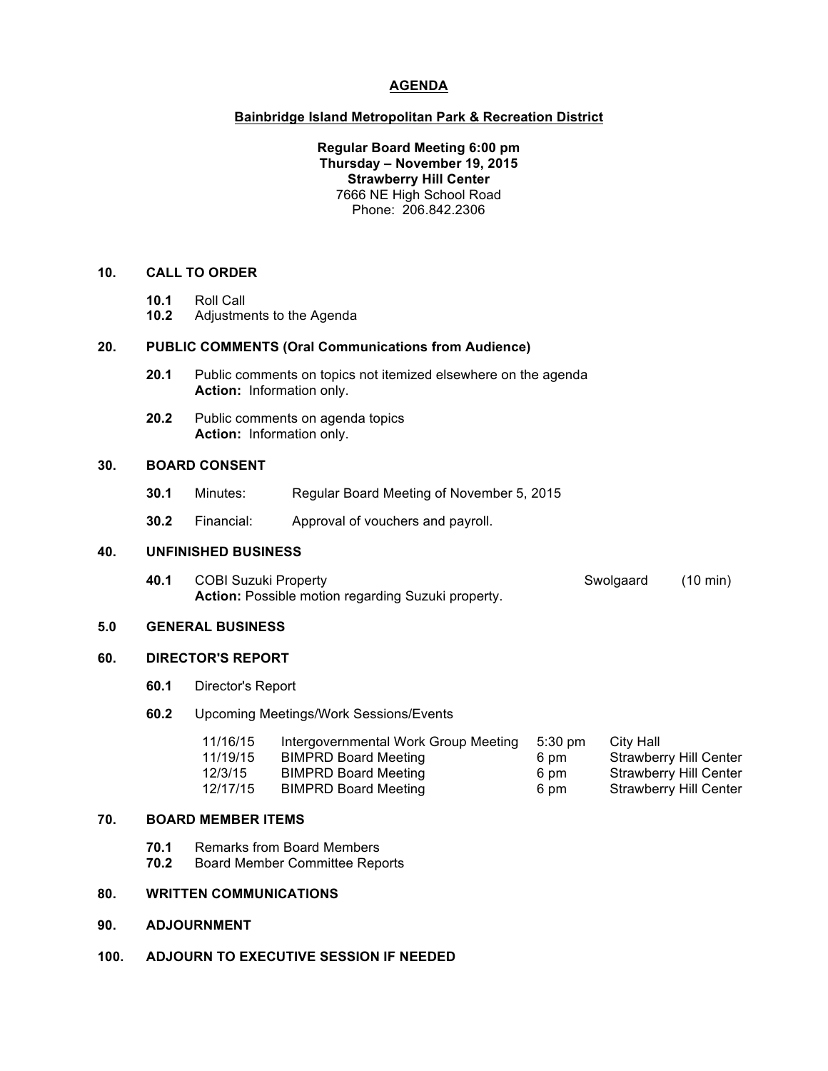# AGENDA

## Bainbridge Island Metropolitan Park & Recreation District

**Regular Board Meeting 6:00 pm**
**Thursday – November 19, 2015**
**Strawberry Hill Center**
7666 NE High School Road
Phone: 206.842.2306

### 10. CALL TO ORDER

**10.1** Roll Call
**10.2** Adjustments to the Agenda

### 20. PUBLIC COMMENTS (Oral Communications from Audience)

**20.1** Public comments on topics not itemized elsewhere on the agenda
**Action:** Information only.

**20.2** Public comments on agenda topics
**Action:** Information only.

### 30. BOARD CONSENT

**30.1** Minutes: Regular Board Meeting of November 5, 2015

**30.2** Financial: Approval of vouchers and payroll.

### 40. UNFINISHED BUSINESS

**40.1** COBI Suzuki Property — Swolgaard (10 min)
**Action:** Possible motion regarding Suzuki property.

### 5.0 GENERAL BUSINESS

### 60. DIRECTOR'S REPORT

**60.1** Director's Report

**60.2** Upcoming Meetings/Work Sessions/Events

| | | | |
|---|---|---|---|
| 11/16/15 | Intergovernmental Work Group Meeting | 5:30 pm | City Hall |
| 11/19/15 | BIMPRD Board Meeting | 6 pm | Strawberry Hill Center |
| 12/3/15 | BIMPRD Board Meeting | 6 pm | Strawberry Hill Center |
| 12/17/15 | BIMPRD Board Meeting | 6 pm | Strawberry Hill Center |

### 70. BOARD MEMBER ITEMS

**70.1** Remarks from Board Members
**70.2** Board Member Committee Reports

### 80. WRITTEN COMMUNICATIONS

### 90. ADJOURNMENT

### 100. ADJOURN TO EXECUTIVE SESSION IF NEEDED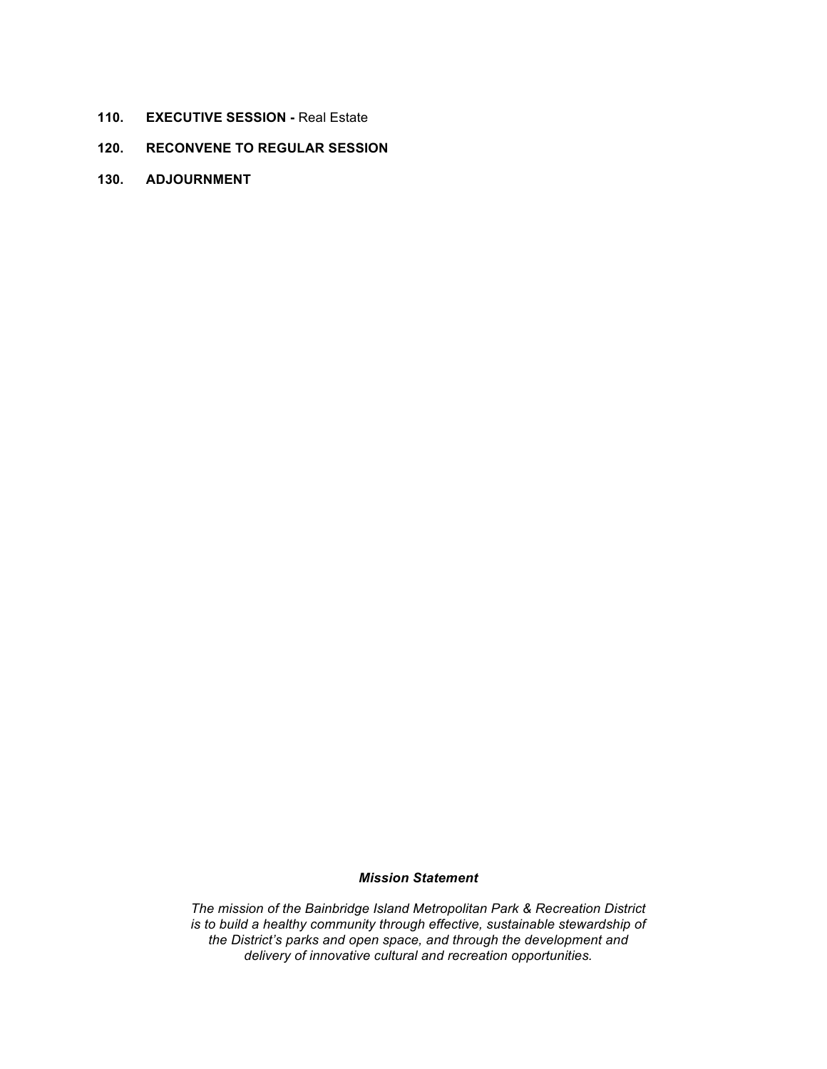**110. EXECUTIVE SESSION -** Real Estate

**120. RECONVENE TO REGULAR SESSION**

**130. ADJOURNMENT**

***Mission Statement***

*The mission of the Bainbridge Island Metropolitan Park & Recreation District is to build a healthy community through effective, sustainable stewardship of the District's parks and open space, and through the development and delivery of innovative cultural and recreation opportunities.*